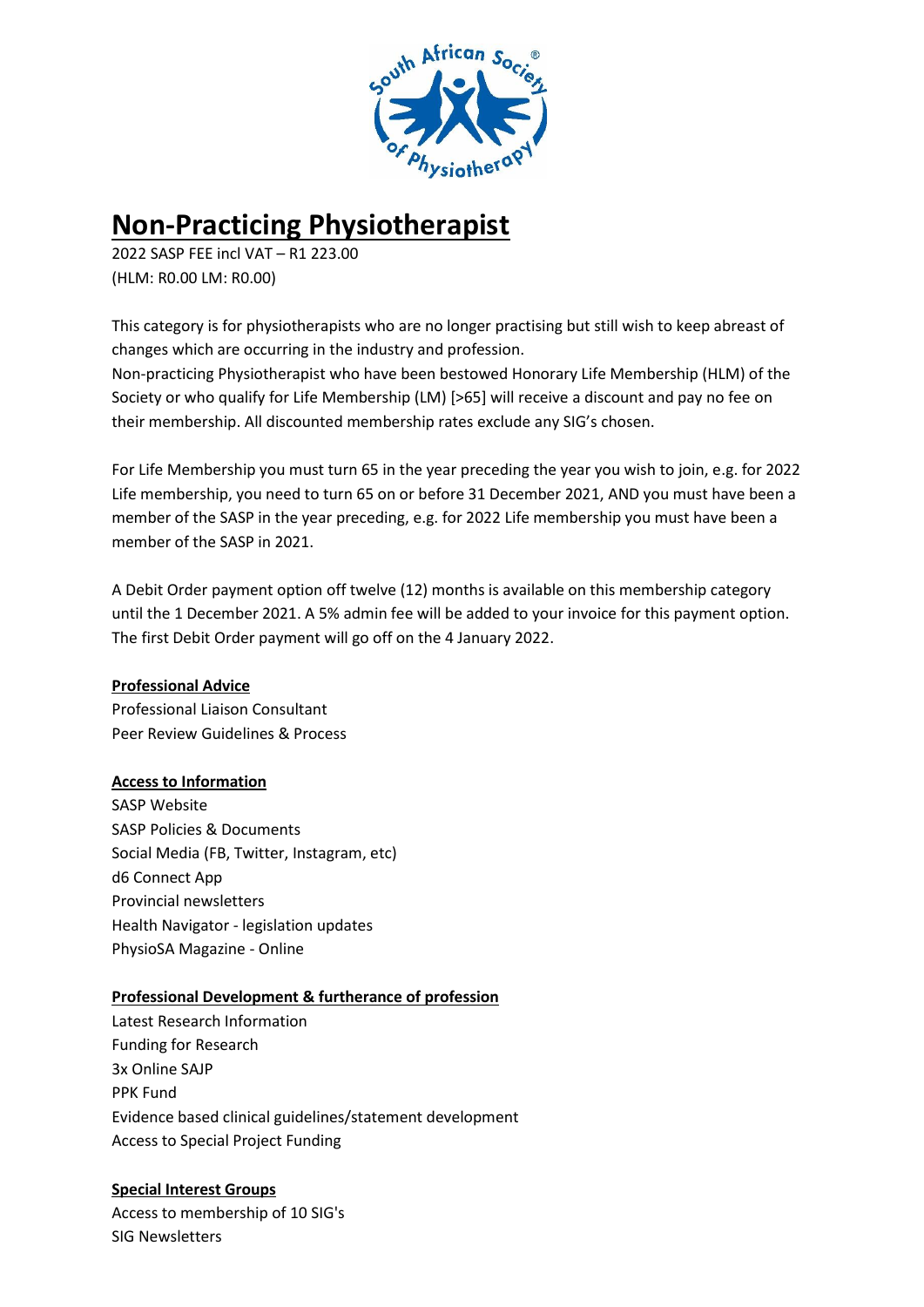# Non-Practicing Physiotherapist

2022 SASP FEE incl VAT – R1 223.00
(HLM: R0.00 LM: R0.00)

This category is for physiotherapists who are no longer practising but still wish to keep abreast of changes which are occurring in the industry and profession.
Non-practicing Physiotherapist who have been bestowed Honorary Life Membership (HLM) of the Society or who qualify for Life Membership (LM) [>65] will receive a discount and pay no fee on their membership. All discounted membership rates exclude any SIG's chosen.

For Life Membership you must turn 65 in the year preceding the year you wish to join, e.g. for 2022 Life membership, you need to turn 65 on or before 31 December 2021, AND you must have been a member of the SASP in the year preceding, e.g. for 2022 Life membership you must have been a member of the SASP in 2021.

A Debit Order payment option off twelve (12) months is available on this membership category until the 1 December 2021. A 5% admin fee will be added to your invoice for this payment option. The first Debit Order payment will go off on the 4 January 2022.

**Professional Advice**

Professional Liaison Consultant
Peer Review Guidelines & Process

**Access to Information**

SASP Website
SASP Policies & Documents
Social Media (FB, Twitter, Instagram, etc)
d6 Connect App
Provincial newsletters
Health Navigator - legislation updates
PhysioSA Magazine - Online

**Professional Development & furtherance of profession**

Latest Research Information
Funding for Research
3x Online SAJP
PPK Fund
Evidence based clinical guidelines/statement development
Access to Special Project Funding

**Special Interest Groups**

Access to membership of 10 SIG's
SIG Newsletters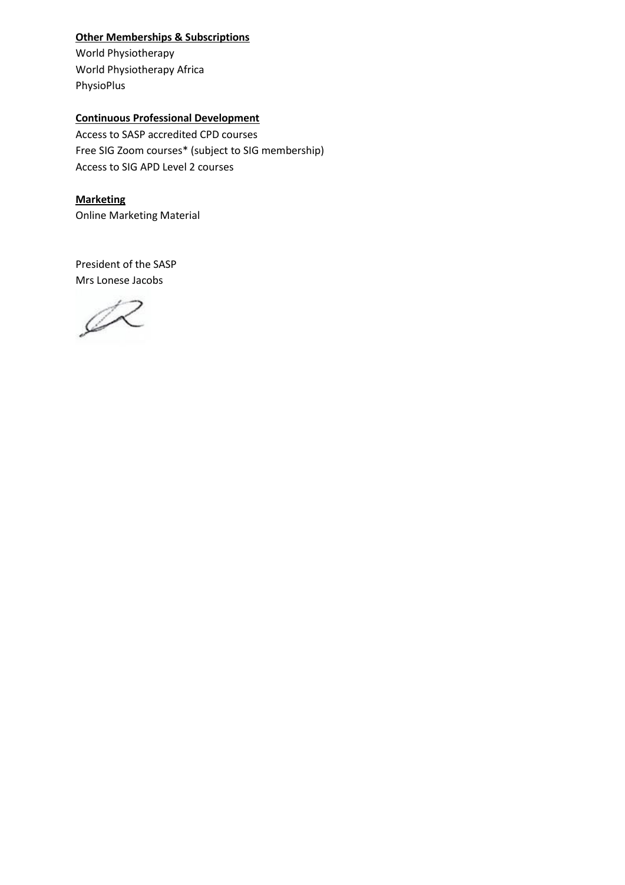**Other Memberships & Subscriptions**

World Physiotherapy
World Physiotherapy Africa
PhysioPlus

**Continuous Professional Development**

Access to SASP accredited CPD courses
Free SIG Zoom courses* (subject to SIG membership)
Access to SIG APD Level 2 courses

**Marketing**

Online Marketing Material

President of the SASP
Mrs Lonese Jacobs